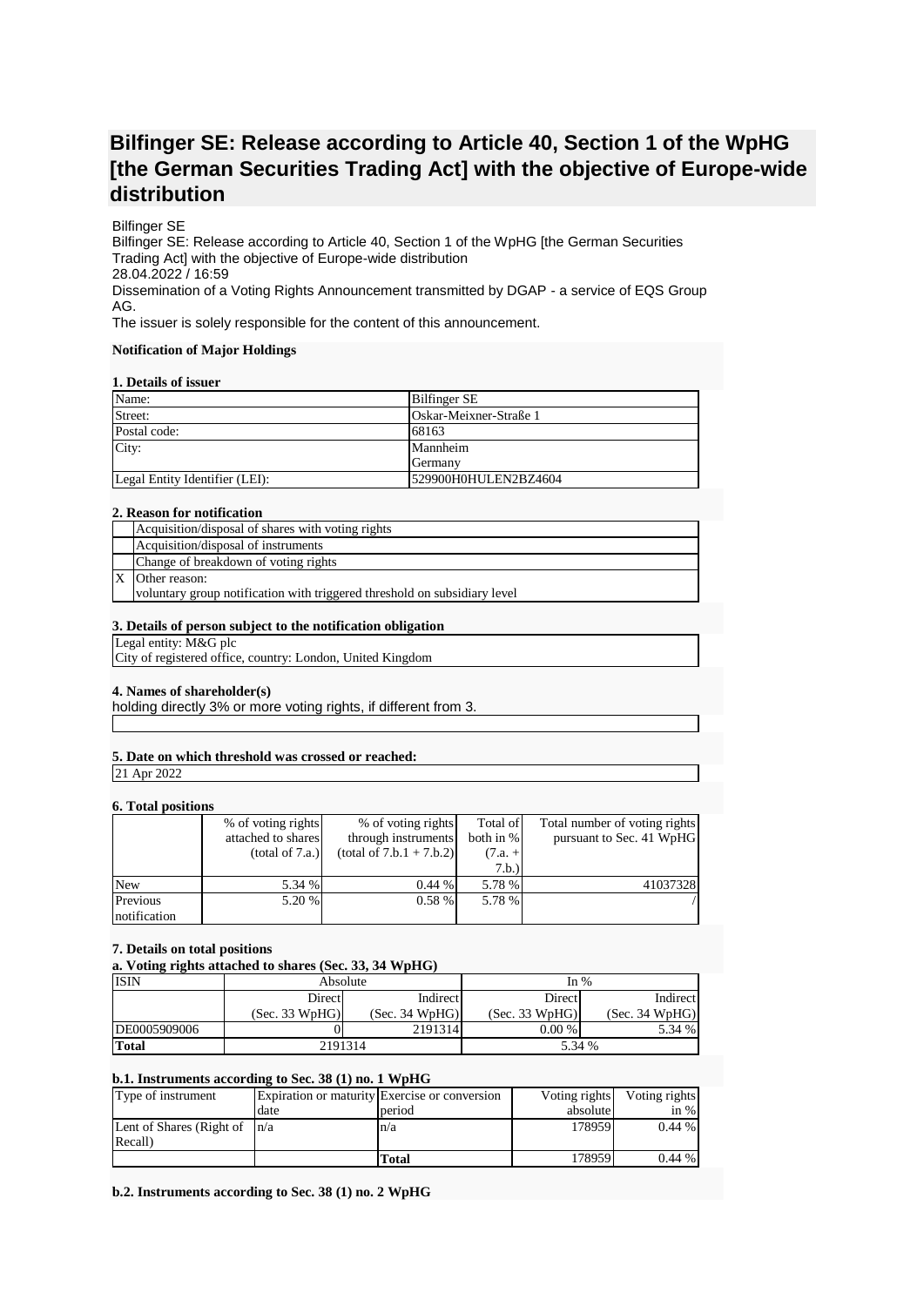# Bilfinger SE: Release according to Article 40, Section 1 of the WpHG [the German Securities Trading Act] with the objective of Europe-wide distribution

Bilfinger SE
Bilfinger SE: Release according to Article 40, Section 1 of the WpHG [the German Securities Trading Act] with the objective of Europe-wide distribution
28.04.2022 / 16:59
Dissemination of a Voting Rights Announcement transmitted by DGAP - a service of EQS Group AG.
The issuer is solely responsible for the content of this announcement.

**Notification of Major Holdings**

**1. Details of issuer**

| | |
|---|---|
| Name: | Bilfinger SE |
| Street: | Oskar-Meixner-Straße 1 |
| Postal code: | 68163 |
| City: | Mannheim<br>Germany |
| Legal Entity Identifier (LEI): | 529900H0HULEN2BZ4604 |

**2. Reason for notification**

| | |
|---|---|
| | Acquisition/disposal of shares with voting rights |
| | Acquisition/disposal of instruments |
| | Change of breakdown of voting rights |
| X | Other reason:<br>voluntary group notification with triggered threshold on subsidiary level |

**3. Details of person subject to the notification obligation**

Legal entity: M&G plc
City of registered office, country: London, United Kingdom

**4. Names of shareholder(s)**
holding directly 3% or more voting rights, if different from 3.

**5. Date on which threshold was crossed or reached:**

21 Apr 2022

**6. Total positions**

| | % of voting rights attached to shares (total of 7.a.) | % of voting rights through instruments (total of 7.b.1 + 7.b.2) | Total of both in % (7.a. + 7.b.) | Total number of voting rights pursuant to Sec. 41 WpHG |
|---|---|---|---|---|
| New | 5.34 % | 0.44 % | 5.78 % | 41037328 |
| Previous notification | 5.20 % | 0.58 % | 5.78 % | / |

**7. Details on total positions**

**a. Voting rights attached to shares (Sec. 33, 34 WpHG)**

| ISIN | Absolute | | In % | |
|---|---|---|---|---|
| | Direct (Sec. 33 WpHG) | Indirect (Sec. 34 WpHG) | Direct (Sec. 33 WpHG) | Indirect (Sec. 34 WpHG) |
| DE0005909006 | 0 | 2191314 | 0.00 % | 5.34 % |
| **Total** | 2191314 | | 5.34 % | |

**b.1. Instruments according to Sec. 38 (1) no. 1 WpHG**

| Type of instrument | Expiration or maturity date | Exercise or conversion period | Voting rights absolute | Voting rights in % |
|---|---|---|---|---|
| Lent of Shares (Right of Recall) | n/a | n/a | 178959 | 0.44 % |
| | | **Total** | 178959 | 0.44 % |

**b.2. Instruments according to Sec. 38 (1) no. 2 WpHG**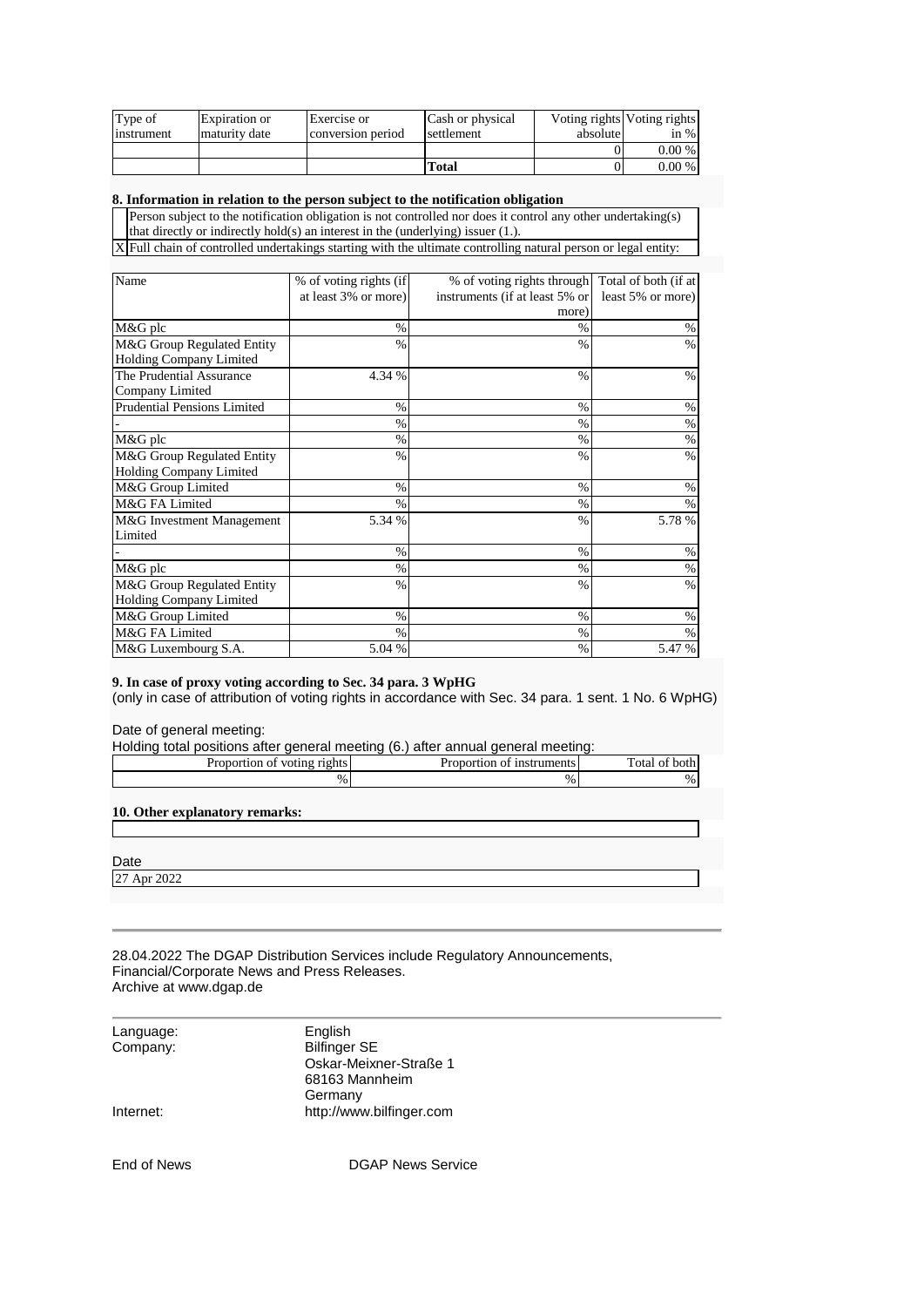| Type of instrument | Expiration or maturity date | Exercise or conversion period | Cash or physical settlement | Voting rights absolute | Voting rights in % |
|---|---|---|---|---|---|
| | | | | 0 | 0.00 % |
| | | | **Total** | 0 | 0.00 % |

**8. Information in relation to the person subject to the notification obligation**

| | |
|---|---|
| | Person subject to the notification obligation is not controlled nor does it control any other undertaking(s) that directly or indirectly hold(s) an interest in the (underlying) issuer (1.). |
| X | Full chain of controlled undertakings starting with the ultimate controlling natural person or legal entity: |

| Name | % of voting rights (if at least 3% or more) | % of voting rights through instruments (if at least 5% or more) | Total of both (if at least 5% or more) |
|---|---|---|---|
| M&G plc | % | % | % |
| M&G Group Regulated Entity Holding Company Limited | % | % | % |
| The Prudential Assurance Company Limited | 4.34 % | % | % |
| Prudential Pensions Limited | % | % | % |
| - | % | % | % |
| M&G plc | % | % | % |
| M&G Group Regulated Entity Holding Company Limited | % | % | % |
| M&G Group Limited | % | % | % |
| M&G FA Limited | % | % | % |
| M&G Investment Management Limited | 5.34 % | % | 5.78 % |
| - | % | % | % |
| M&G plc | % | % | % |
| M&G Group Regulated Entity Holding Company Limited | % | % | % |
| M&G Group Limited | % | % | % |
| M&G FA Limited | % | % | % |
| M&G Luxembourg S.A. | 5.04 % | % | 5.47 % |

**9. In case of proxy voting according to Sec. 34 para. 3 WpHG**
(only in case of attribution of voting rights in accordance with Sec. 34 para. 1 sent. 1 No. 6 WpHG)

Date of general meeting:

Holding total positions after general meeting (6.) after annual general meeting:

| Proportion of voting rights | Proportion of instruments | Total of both |
|---|---|---|
| % | % | % |

**10. Other explanatory remarks:**

Date

27 Apr 2022

---

28.04.2022 The DGAP Distribution Services include Regulatory Announcements, Financial/Corporate News and Press Releases.
Archive at www.dgap.de

---

| | |
|---|---|
| Language: | English |
| Company: | Bilfinger SE<br>Oskar-Meixner-Straße 1<br>68163 Mannheim<br>Germany |
| Internet: | http://www.bilfinger.com |

End of News DGAP News Service